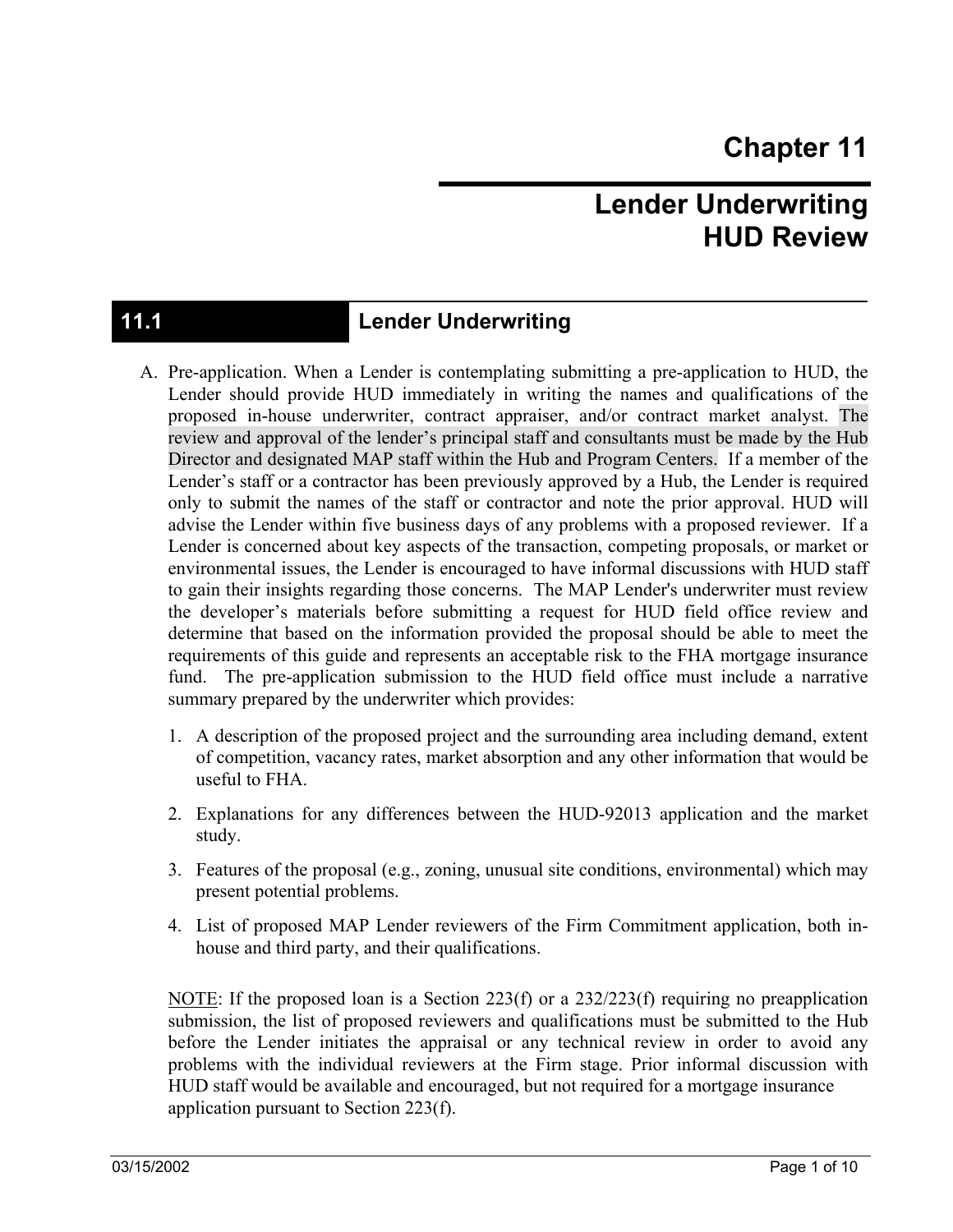# Chapter 11

# Lender Underwriting HUD Review

## 11.1 Lender Underwriting

A. Pre-application. When a Lender is contemplating submitting a pre-application to HUD, the Lender should provide HUD immediately in writing the names and qualifications of the proposed in-house underwriter, contract appraiser, and/or contract market analyst. The review and approval of the lender's principal staff and consultants must be made by the Hub Director and designated MAP staff within the Hub and Program Centers. If a member of the Lender's staff or a contractor has been previously approved by a Hub, the Lender is required only to submit the names of the staff or contractor and note the prior approval. HUD will advise the Lender within five business days of any problems with a proposed reviewer. If a Lender is concerned about key aspects of the transaction, competing proposals, or market or environmental issues, the Lender is encouraged to have informal discussions with HUD staff to gain their insights regarding those concerns. The MAP Lender's underwriter must review the developer's materials before submitting a request for HUD field office review and determine that based on the information provided the proposal should be able to meet the requirements of this guide and represents an acceptable risk to the FHA mortgage insurance fund. The pre-application submission to the HUD field office must include a narrative summary prepared by the underwriter which provides:

1. A description of the proposed project and the surrounding area including demand, extent of competition, vacancy rates, market absorption and any other information that would be useful to FHA.

2. Explanations for any differences between the HUD-92013 application and the market study.

3. Features of the proposal (e.g., zoning, unusual site conditions, environmental) which may present potential problems.

4. List of proposed MAP Lender reviewers of the Firm Commitment application, both in-house and third party, and their qualifications.

<u>NOTE</u>: If the proposed loan is a Section 223(f) or a 232/223(f) requiring no preapplication submission, the list of proposed reviewers and qualifications must be submitted to the Hub before the Lender initiates the appraisal or any technical review in order to avoid any problems with the individual reviewers at the Firm stage. Prior informal discussion with HUD staff would be available and encouraged, but not required for a mortgage insurance application pursuant to Section 223(f).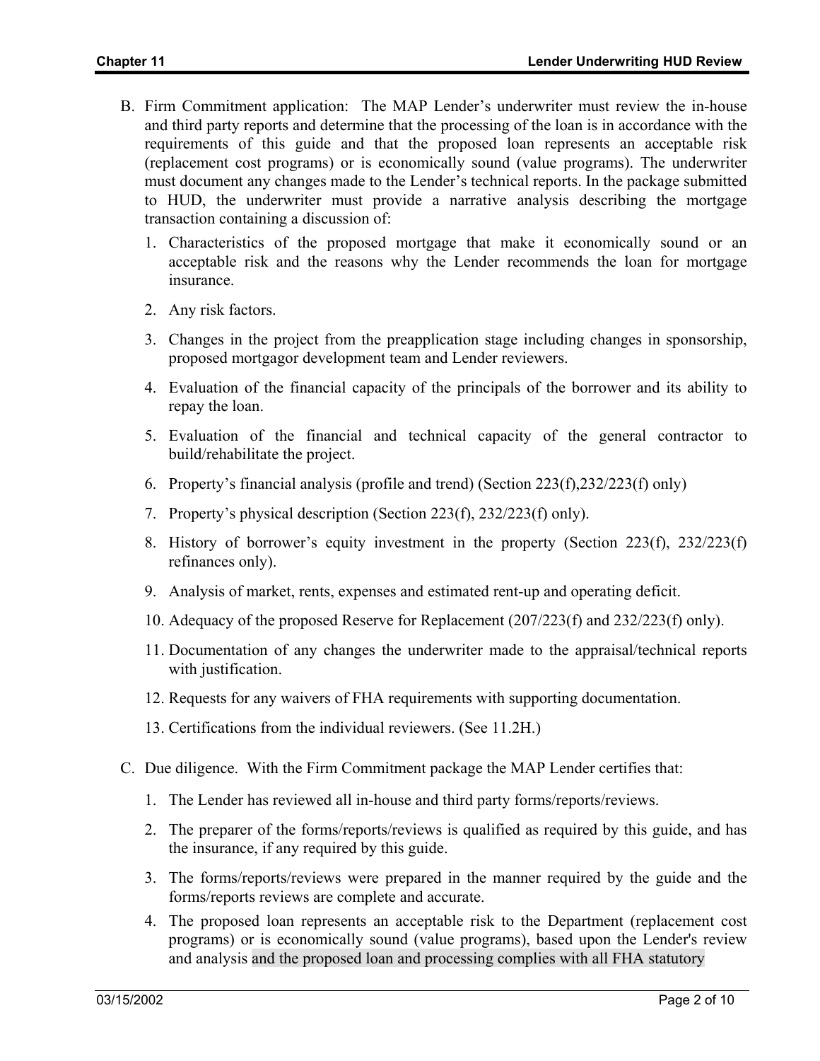B. Firm Commitment application: The MAP Lender's underwriter must review the in-house and third party reports and determine that the processing of the loan is in accordance with the requirements of this guide and that the proposed loan represents an acceptable risk (replacement cost programs) or is economically sound (value programs). The underwriter must document any changes made to the Lender's technical reports. In the package submitted to HUD, the underwriter must provide a narrative analysis describing the mortgage transaction containing a discussion of:

   1. Characteristics of the proposed mortgage that make it economically sound or an acceptable risk and the reasons why the Lender recommends the loan for mortgage insurance.
   2. Any risk factors.
   3. Changes in the project from the preapplication stage including changes in sponsorship, proposed mortgagor development team and Lender reviewers.
   4. Evaluation of the financial capacity of the principals of the borrower and its ability to repay the loan.
   5. Evaluation of the financial and technical capacity of the general contractor to build/rehabilitate the project.
   6. Property's financial analysis (profile and trend) (Section 223(f),232/223(f) only)
   7. Property's physical description (Section 223(f), 232/223(f) only).
   8. History of borrower's equity investment in the property (Section 223(f), 232/223(f) refinances only).
   9. Analysis of market, rents, expenses and estimated rent-up and operating deficit.
   10. Adequacy of the proposed Reserve for Replacement (207/223(f) and 232/223(f) only).
   11. Documentation of any changes the underwriter made to the appraisal/technical reports with justification.
   12. Requests for any waivers of FHA requirements with supporting documentation.
   13. Certifications from the individual reviewers. (See 11.2H.)

C. Due diligence. With the Firm Commitment package the MAP Lender certifies that:

   1. The Lender has reviewed all in-house and third party forms/reports/reviews.
   2. The preparer of the forms/reports/reviews is qualified as required by this guide, and has the insurance, if any required by this guide.
   3. The forms/reports/reviews were prepared in the manner required by the guide and the forms/reports reviews are complete and accurate.
   4. The proposed loan represents an acceptable risk to the Department (replacement cost programs) or is economically sound (value programs), based upon the Lender's review and analysis and the proposed loan and processing complies with all FHA statutory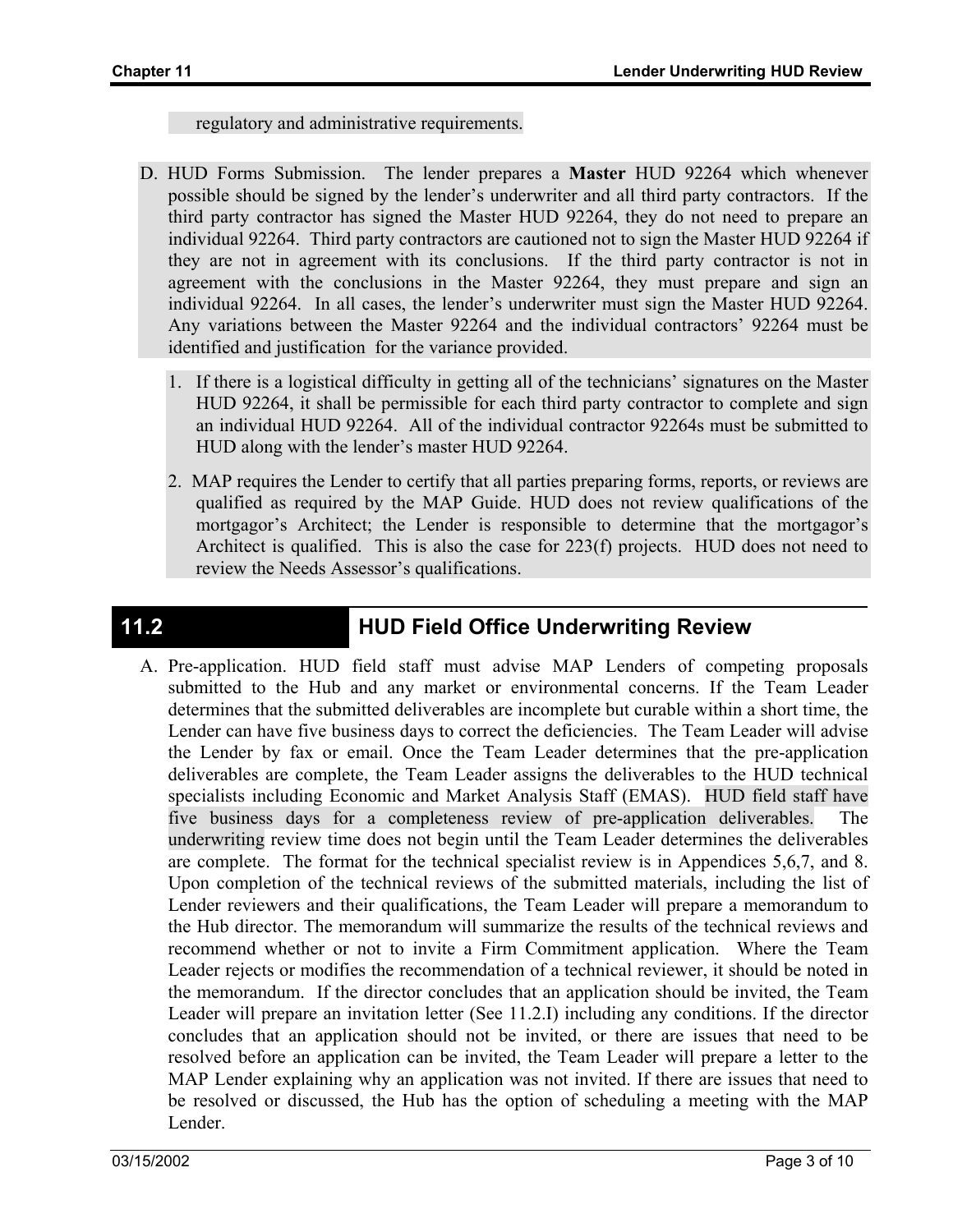regulatory and administrative requirements.

D. HUD Forms Submission. The lender prepares a **Master** HUD 92264 which whenever possible should be signed by the lender's underwriter and all third party contractors. If the third party contractor has signed the Master HUD 92264, they do not need to prepare an individual 92264. Third party contractors are cautioned not to sign the Master HUD 92264 if they are not in agreement with its conclusions. If the third party contractor is not in agreement with the conclusions in the Master 92264, they must prepare and sign an individual 92264. In all cases, the lender's underwriter must sign the Master HUD 92264. Any variations between the Master 92264 and the individual contractors' 92264 must be identified and justification for the variance provided.

   1. If there is a logistical difficulty in getting all of the technicians' signatures on the Master HUD 92264, it shall be permissible for each third party contractor to complete and sign an individual HUD 92264. All of the individual contractor 92264s must be submitted to HUD along with the lender's master HUD 92264.

   2. MAP requires the Lender to certify that all parties preparing forms, reports, or reviews are qualified as required by the MAP Guide. HUD does not review qualifications of the mortgagor's Architect; the Lender is responsible to determine that the mortgagor's Architect is qualified. This is also the case for 223(f) projects. HUD does not need to review the Needs Assessor's qualifications.

## 11.2 HUD Field Office Underwriting Review

A. Pre-application. HUD field staff must advise MAP Lenders of competing proposals submitted to the Hub and any market or environmental concerns. If the Team Leader determines that the submitted deliverables are incomplete but curable within a short time, the Lender can have five business days to correct the deficiencies. The Team Leader will advise the Lender by fax or email. Once the Team Leader determines that the pre-application deliverables are complete, the Team Leader assigns the deliverables to the HUD technical specialists including Economic and Market Analysis Staff (EMAS). HUD field staff have five business days for a completeness review of pre-application deliverables. The underwriting review time does not begin until the Team Leader determines the deliverables are complete. The format for the technical specialist review is in Appendices 5,6,7, and 8. Upon completion of the technical reviews of the submitted materials, including the list of Lender reviewers and their qualifications, the Team Leader will prepare a memorandum to the Hub director. The memorandum will summarize the results of the technical reviews and recommend whether or not to invite a Firm Commitment application. Where the Team Leader rejects or modifies the recommendation of a technical reviewer, it should be noted in the memorandum. If the director concludes that an application should be invited, the Team Leader will prepare an invitation letter (See 11.2.I) including any conditions. If the director concludes that an application should not be invited, or there are issues that need to be resolved before an application can be invited, the Team Leader will prepare a letter to the MAP Lender explaining why an application was not invited. If there are issues that need to be resolved or discussed, the Hub has the option of scheduling a meeting with the MAP Lender.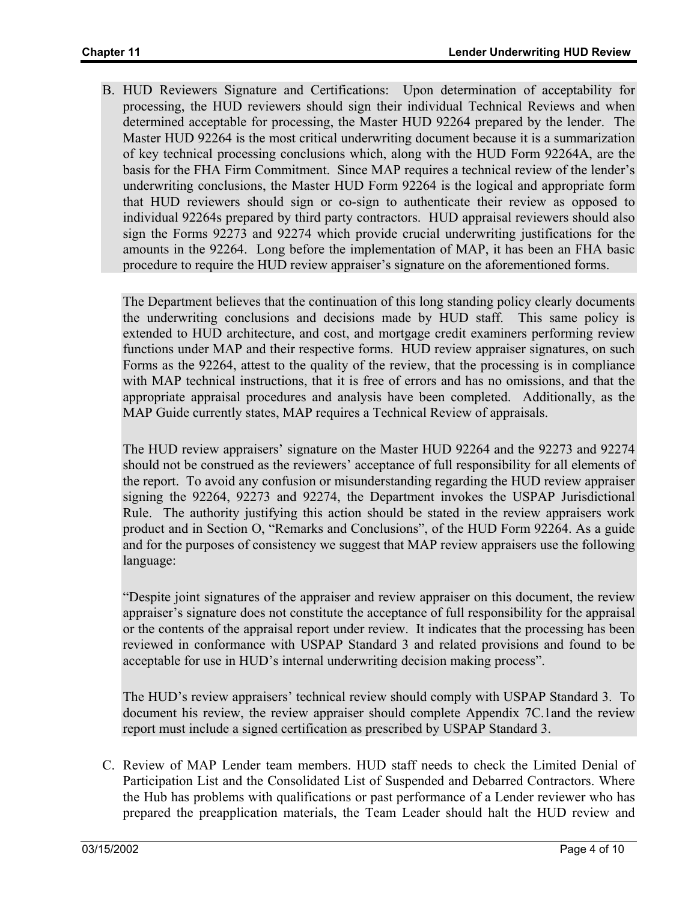B. HUD Reviewers Signature and Certifications: Upon determination of acceptability for processing, the HUD reviewers should sign their individual Technical Reviews and when determined acceptable for processing, the Master HUD 92264 prepared by the lender. The Master HUD 92264 is the most critical underwriting document because it is a summarization of key technical processing conclusions which, along with the HUD Form 92264A, are the basis for the FHA Firm Commitment. Since MAP requires a technical review of the lender's underwriting conclusions, the Master HUD Form 92264 is the logical and appropriate form that HUD reviewers should sign or co-sign to authenticate their review as opposed to individual 92264s prepared by third party contractors. HUD appraisal reviewers should also sign the Forms 92273 and 92274 which provide crucial underwriting justifications for the amounts in the 92264. Long before the implementation of MAP, it has been an FHA basic procedure to require the HUD review appraiser's signature on the aforementioned forms.

   The Department believes that the continuation of this long standing policy clearly documents the underwriting conclusions and decisions made by HUD staff. This same policy is extended to HUD architecture, and cost, and mortgage credit examiners performing review functions under MAP and their respective forms. HUD review appraiser signatures, on such Forms as the 92264, attest to the quality of the review, that the processing is in compliance with MAP technical instructions, that it is free of errors and has no omissions, and that the appropriate appraisal procedures and analysis have been completed. Additionally, as the MAP Guide currently states, MAP requires a Technical Review of appraisals.

   The HUD review appraisers' signature on the Master HUD 92264 and the 92273 and 92274 should not be construed as the reviewers' acceptance of full responsibility for all elements of the report. To avoid any confusion or misunderstanding regarding the HUD review appraiser signing the 92264, 92273 and 92274, the Department invokes the USPAP Jurisdictional Rule. The authority justifying this action should be stated in the review appraisers work product and in Section O, "Remarks and Conclusions", of the HUD Form 92264. As a guide and for the purposes of consistency we suggest that MAP review appraisers use the following language:

   "Despite joint signatures of the appraiser and review appraiser on this document, the review appraiser's signature does not constitute the acceptance of full responsibility for the appraisal or the contents of the appraisal report under review. It indicates that the processing has been reviewed in conformance with USPAP Standard 3 and related provisions and found to be acceptable for use in HUD's internal underwriting decision making process".

   The HUD's review appraisers' technical review should comply with USPAP Standard 3. To document his review, the review appraiser should complete Appendix 7C.1and the review report must include a signed certification as prescribed by USPAP Standard 3.

C. Review of MAP Lender team members. HUD staff needs to check the Limited Denial of Participation List and the Consolidated List of Suspended and Debarred Contractors. Where the Hub has problems with qualifications or past performance of a Lender reviewer who has prepared the preapplication materials, the Team Leader should halt the HUD review and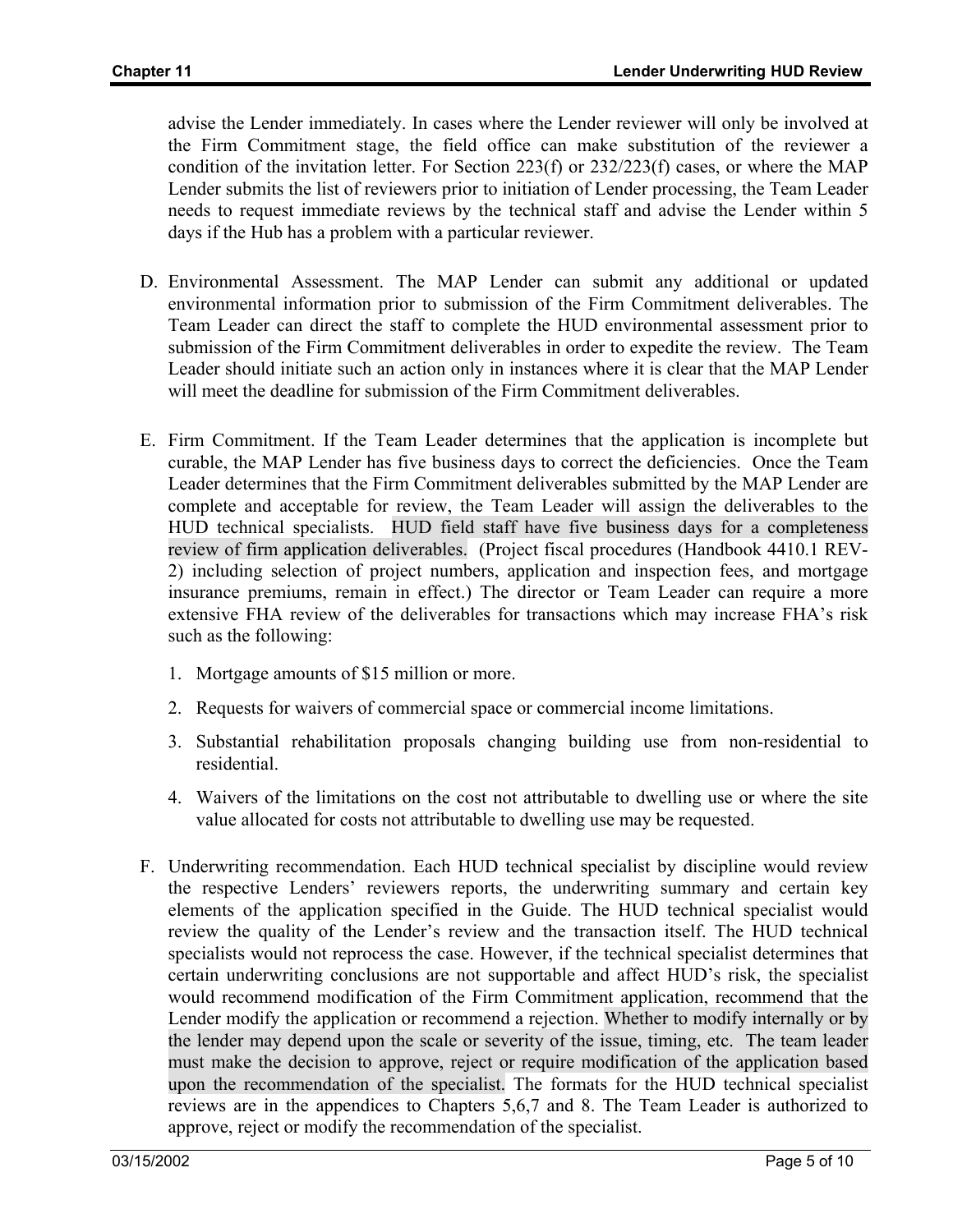advise the Lender immediately. In cases where the Lender reviewer will only be involved at the Firm Commitment stage, the field office can make substitution of the reviewer a condition of the invitation letter. For Section 223(f) or 232/223(f) cases, or where the MAP Lender submits the list of reviewers prior to initiation of Lender processing, the Team Leader needs to request immediate reviews by the technical staff and advise the Lender within 5 days if the Hub has a problem with a particular reviewer.

D. Environmental Assessment. The MAP Lender can submit any additional or updated environmental information prior to submission of the Firm Commitment deliverables. The Team Leader can direct the staff to complete the HUD environmental assessment prior to submission of the Firm Commitment deliverables in order to expedite the review. The Team Leader should initiate such an action only in instances where it is clear that the MAP Lender will meet the deadline for submission of the Firm Commitment deliverables.

E. Firm Commitment. If the Team Leader determines that the application is incomplete but curable, the MAP Lender has five business days to correct the deficiencies. Once the Team Leader determines that the Firm Commitment deliverables submitted by the MAP Lender are complete and acceptable for review, the Team Leader will assign the deliverables to the HUD technical specialists. HUD field staff have five business days for a completeness review of firm application deliverables. (Project fiscal procedures (Handbook 4410.1 REV-2) including selection of project numbers, application and inspection fees, and mortgage insurance premiums, remain in effect.) The director or Team Leader can require a more extensive FHA review of the deliverables for transactions which may increase FHA's risk such as the following:

   1. Mortgage amounts of $15 million or more.
   2. Requests for waivers of commercial space or commercial income limitations.
   3. Substantial rehabilitation proposals changing building use from non-residential to residential.
   4. Waivers of the limitations on the cost not attributable to dwelling use or where the site value allocated for costs not attributable to dwelling use may be requested.

F. Underwriting recommendation. Each HUD technical specialist by discipline would review the respective Lenders' reviewers reports, the underwriting summary and certain key elements of the application specified in the Guide. The HUD technical specialist would review the quality of the Lender's review and the transaction itself. The HUD technical specialists would not reprocess the case. However, if the technical specialist determines that certain underwriting conclusions are not supportable and affect HUD's risk, the specialist would recommend modification of the Firm Commitment application, recommend that the Lender modify the application or recommend a rejection. Whether to modify internally or by the lender may depend upon the scale or severity of the issue, timing, etc. The team leader must make the decision to approve, reject or require modification of the application based upon the recommendation of the specialist. The formats for the HUD technical specialist reviews are in the appendices to Chapters 5,6,7 and 8. The Team Leader is authorized to approve, reject or modify the recommendation of the specialist.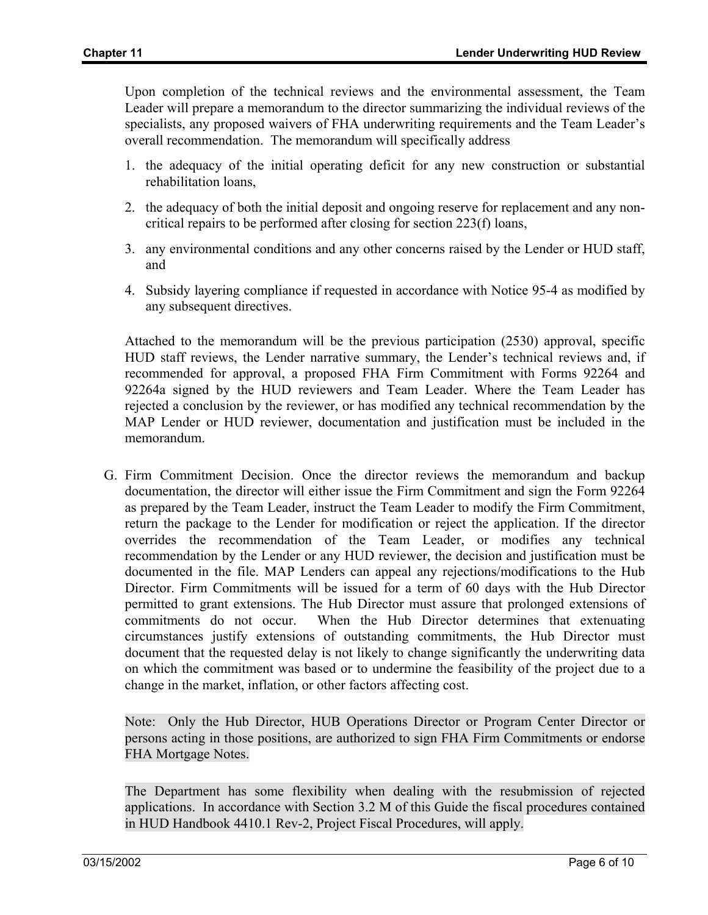Upon completion of the technical reviews and the environmental assessment, the Team Leader will prepare a memorandum to the director summarizing the individual reviews of the specialists, any proposed waivers of FHA underwriting requirements and the Team Leader's overall recommendation. The memorandum will specifically address

1. the adequacy of the initial operating deficit for any new construction or substantial rehabilitation loans,
2. the adequacy of both the initial deposit and ongoing reserve for replacement and any non-critical repairs to be performed after closing for section 223(f) loans,
3. any environmental conditions and any other concerns raised by the Lender or HUD staff, and
4. Subsidy layering compliance if requested in accordance with Notice 95-4 as modified by any subsequent directives.

Attached to the memorandum will be the previous participation (2530) approval, specific HUD staff reviews, the Lender narrative summary, the Lender's technical reviews and, if recommended for approval, a proposed FHA Firm Commitment with Forms 92264 and 92264a signed by the HUD reviewers and Team Leader. Where the Team Leader has rejected a conclusion by the reviewer, or has modified any technical recommendation by the MAP Lender or HUD reviewer, documentation and justification must be included in the memorandum.

G. Firm Commitment Decision. Once the director reviews the memorandum and backup documentation, the director will either issue the Firm Commitment and sign the Form 92264 as prepared by the Team Leader, instruct the Team Leader to modify the Firm Commitment, return the package to the Lender for modification or reject the application. If the director overrides the recommendation of the Team Leader, or modifies any technical recommendation by the Lender or any HUD reviewer, the decision and justification must be documented in the file. MAP Lenders can appeal any rejections/modifications to the Hub Director. Firm Commitments will be issued for a term of 60 days with the Hub Director permitted to grant extensions. The Hub Director must assure that prolonged extensions of commitments do not occur. When the Hub Director determines that extenuating circumstances justify extensions of outstanding commitments, the Hub Director must document that the requested delay is not likely to change significantly the underwriting data on which the commitment was based or to undermine the feasibility of the project due to a change in the market, inflation, or other factors affecting cost.

Note: Only the Hub Director, HUB Operations Director or Program Center Director or persons acting in those positions, are authorized to sign FHA Firm Commitments or endorse FHA Mortgage Notes.

The Department has some flexibility when dealing with the resubmission of rejected applications. In accordance with Section 3.2 M of this Guide the fiscal procedures contained in HUD Handbook 4410.1 Rev-2, Project Fiscal Procedures, will apply.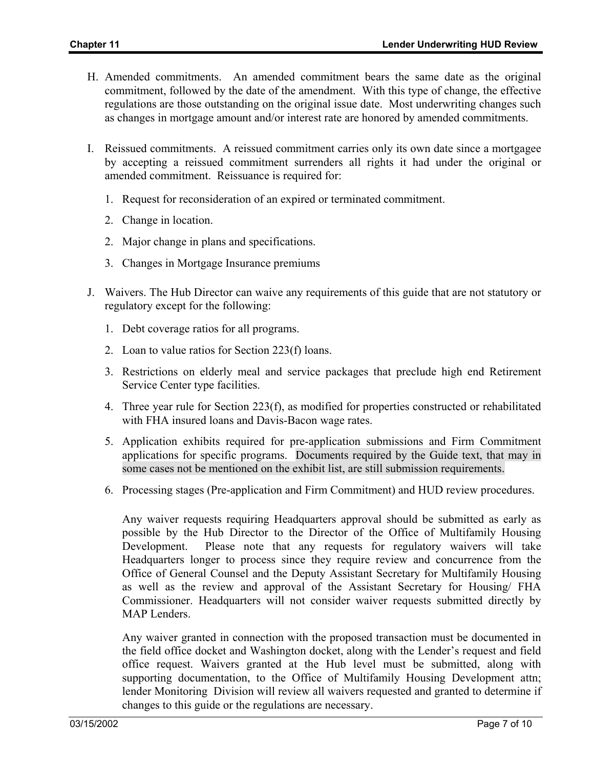H. Amended commitments. An amended commitment bears the same date as the original commitment, followed by the date of the amendment. With this type of change, the effective regulations are those outstanding on the original issue date. Most underwriting changes such as changes in mortgage amount and/or interest rate are honored by amended commitments.

I. Reissued commitments. A reissued commitment carries only its own date since a mortgagee by accepting a reissued commitment surrenders all rights it had under the original or amended commitment. Reissuance is required for:

   1. Request for reconsideration of an expired or terminated commitment.

   2. Change in location.

   2. Major change in plans and specifications.

   3. Changes in Mortgage Insurance premiums

J. Waivers. The Hub Director can waive any requirements of this guide that are not statutory or regulatory except for the following:

   1. Debt coverage ratios for all programs.

   2. Loan to value ratios for Section 223(f) loans.

   3. Restrictions on elderly meal and service packages that preclude high end Retirement Service Center type facilities.

   4. Three year rule for Section 223(f), as modified for properties constructed or rehabilitated with FHA insured loans and Davis-Bacon wage rates.

   5. Application exhibits required for pre-application submissions and Firm Commitment applications for specific programs. Documents required by the Guide text, that may in some cases not be mentioned on the exhibit list, are still submission requirements.

   6. Processing stages (Pre-application and Firm Commitment) and HUD review procedures.

   Any waiver requests requiring Headquarters approval should be submitted as early as possible by the Hub Director to the Director of the Office of Multifamily Housing Development. Please note that any requests for regulatory waivers will take Headquarters longer to process since they require review and concurrence from the Office of General Counsel and the Deputy Assistant Secretary for Multifamily Housing as well as the review and approval of the Assistant Secretary for Housing/ FHA Commissioner. Headquarters will not consider waiver requests submitted directly by MAP Lenders.

   Any waiver granted in connection with the proposed transaction must be documented in the field office docket and Washington docket, along with the Lender's request and field office request. Waivers granted at the Hub level must be submitted, along with supporting documentation, to the Office of Multifamily Housing Development attn; lender Monitoring Division will review all waivers requested and granted to determine if changes to this guide or the regulations are necessary.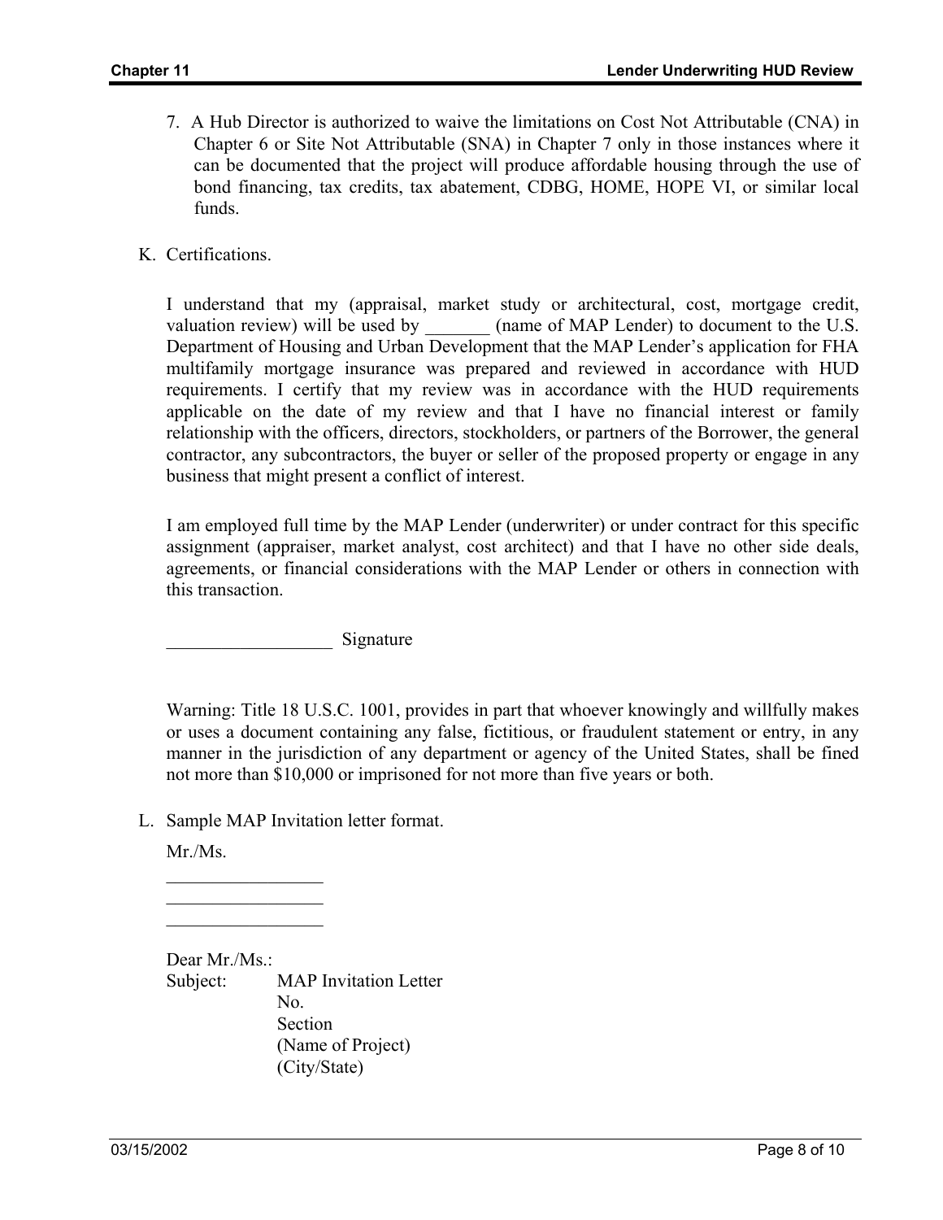7. A Hub Director is authorized to waive the limitations on Cost Not Attributable (CNA) in Chapter 6 or Site Not Attributable (SNA) in Chapter 7 only in those instances where it can be documented that the project will produce affordable housing through the use of bond financing, tax credits, tax abatement, CDBG, HOME, HOPE VI, or similar local funds.

K. Certifications.

I understand that my (appraisal, market study or architectural, cost, mortgage credit, valuation review) will be used by _______ (name of MAP Lender) to document to the U.S. Department of Housing and Urban Development that the MAP Lender's application for FHA multifamily mortgage insurance was prepared and reviewed in accordance with HUD requirements. I certify that my review was in accordance with the HUD requirements applicable on the date of my review and that I have no financial interest or family relationship with the officers, directors, stockholders, or partners of the Borrower, the general contractor, any subcontractors, the buyer or seller of the proposed property or engage in any business that might present a conflict of interest.

I am employed full time by the MAP Lender (underwriter) or under contract for this specific assignment (appraiser, market analyst, cost architect) and that I have no other side deals, agreements, or financial considerations with the MAP Lender or others in connection with this transaction.

__________________ Signature

Warning: Title 18 U.S.C. 1001, provides in part that whoever knowingly and willfully makes or uses a document containing any false, fictitious, or fraudulent statement or entry, in any manner in the jurisdiction of any department or agency of the United States, shall be fined not more than $10,000 or imprisoned for not more than five years or both.

L. Sample MAP Invitation letter format.

Mr./Ms.

_________________
_________________
_________________

Dear Mr./Ms.:

Subject: MAP Invitation Letter
No.
Section
(Name of Project)
(City/State)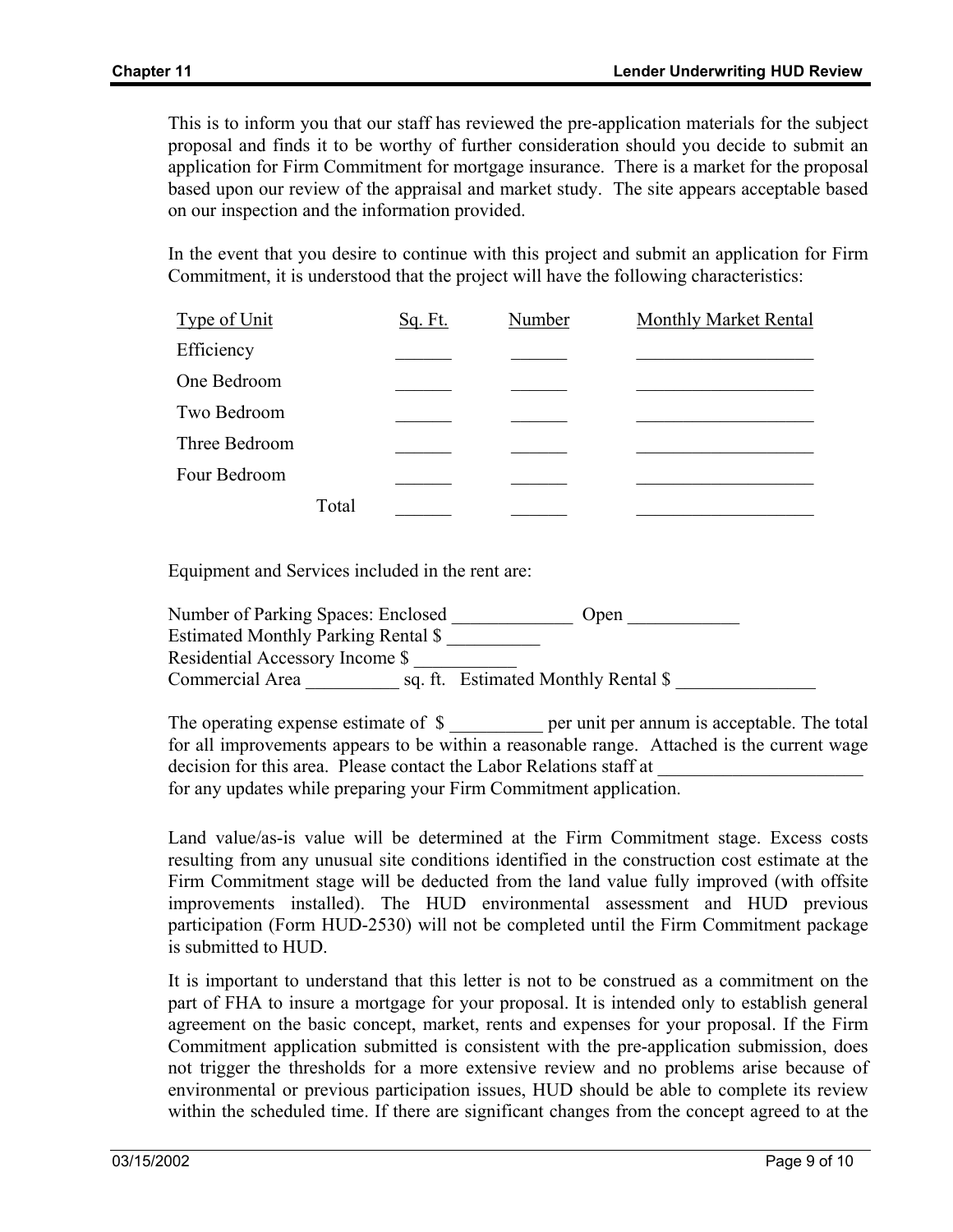This is to inform you that our staff has reviewed the pre-application materials for the subject proposal and finds it to be worthy of further consideration should you decide to submit an application for Firm Commitment for mortgage insurance. There is a market for the proposal based upon our review of the appraisal and market study. The site appears acceptable based on our inspection and the information provided.

In the event that you desire to continue with this project and submit an application for Firm Commitment, it is understood that the project will have the following characteristics:

| Type of Unit | Sq. Ft. | Number | Monthly Market Rental |
|---|---|---|---|
| Efficiency | ______ | ______ | ____________________ |
| One Bedroom | ______ | ______ | ____________________ |
| Two Bedroom | ______ | ______ | ____________________ |
| Three Bedroom | ______ | ______ | ____________________ |
| Four Bedroom | ______ | ______ | ____________________ |
| Total | ______ | ______ | ____________________ |

Equipment and Services included in the rent are:

Number of Parking Spaces: Enclosed _____________ Open ____________
Estimated Monthly Parking Rental $ __________
Residential Accessory Income $ ___________
Commercial Area __________ sq. ft. Estimated Monthly Rental $ _______________

The operating expense estimate of $ __________ per unit per annum is acceptable. The total for all improvements appears to be within a reasonable range. Attached is the current wage decision for this area. Please contact the Labor Relations staff at ______________________ for any updates while preparing your Firm Commitment application.

Land value/as-is value will be determined at the Firm Commitment stage. Excess costs resulting from any unusual site conditions identified in the construction cost estimate at the Firm Commitment stage will be deducted from the land value fully improved (with offsite improvements installed). The HUD environmental assessment and HUD previous participation (Form HUD-2530) will not be completed until the Firm Commitment package is submitted to HUD.

It is important to understand that this letter is not to be construed as a commitment on the part of FHA to insure a mortgage for your proposal. It is intended only to establish general agreement on the basic concept, market, rents and expenses for your proposal. If the Firm Commitment application submitted is consistent with the pre-application submission, does not trigger the thresholds for a more extensive review and no problems arise because of environmental or previous participation issues, HUD should be able to complete its review within the scheduled time. If there are significant changes from the concept agreed to at the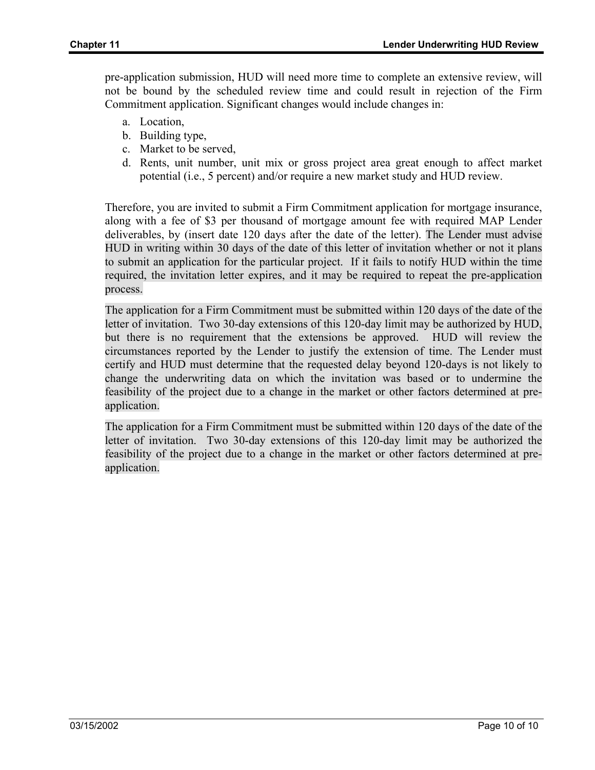pre-application submission, HUD will need more time to complete an extensive review, will not be bound by the scheduled review time and could result in rejection of the Firm Commitment application. Significant changes would include changes in:

a. Location,
b. Building type,
c. Market to be served,
d. Rents, unit number, unit mix or gross project area great enough to affect market potential (i.e., 5 percent) and/or require a new market study and HUD review.

Therefore, you are invited to submit a Firm Commitment application for mortgage insurance, along with a fee of $3 per thousand of mortgage amount fee with required MAP Lender deliverables, by (insert date 120 days after the date of the letter). The Lender must advise HUD in writing within 30 days of the date of this letter of invitation whether or not it plans to submit an application for the particular project. If it fails to notify HUD within the time required, the invitation letter expires, and it may be required to repeat the pre-application process.

The application for a Firm Commitment must be submitted within 120 days of the date of the letter of invitation. Two 30-day extensions of this 120-day limit may be authorized by HUD, but there is no requirement that the extensions be approved. HUD will review the circumstances reported by the Lender to justify the extension of time. The Lender must certify and HUD must determine that the requested delay beyond 120-days is not likely to change the underwriting data on which the invitation was based or to undermine the feasibility of the project due to a change in the market or other factors determined at pre-application.

The application for a Firm Commitment must be submitted within 120 days of the date of the letter of invitation. Two 30-day extensions of this 120-day limit may be authorized the feasibility of the project due to a change in the market or other factors determined at pre-application.